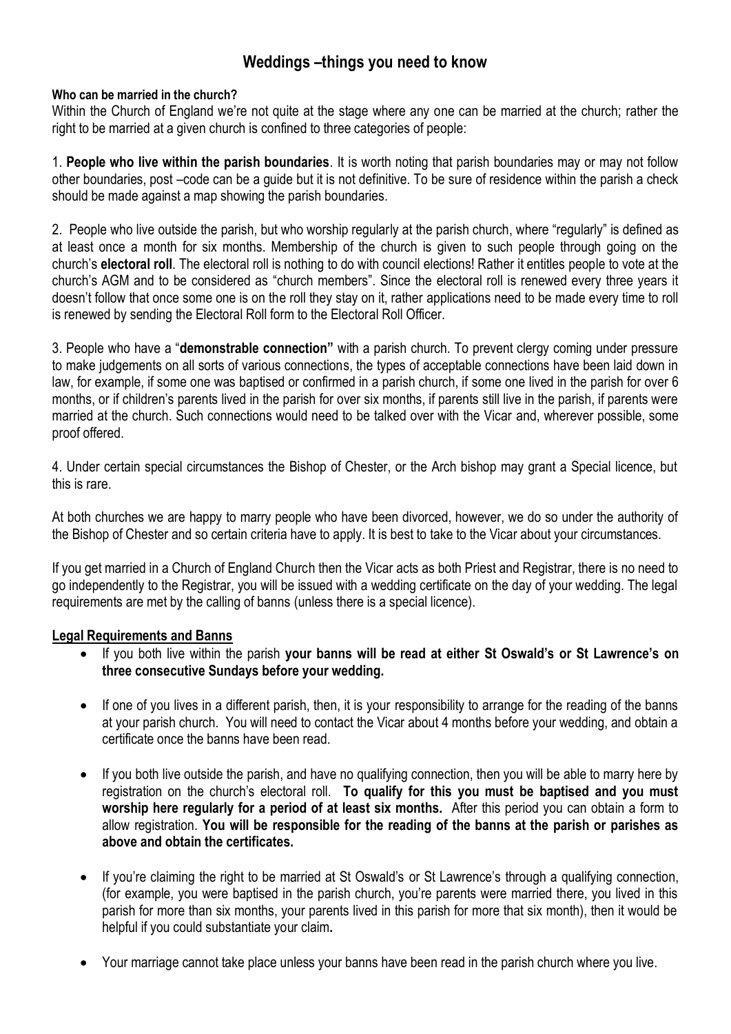# Weddings –things you need to know

**Who can be married in the church?**

Within the Church of England we're not quite at the stage where any one can be married at the church; rather the right to be married at a given church is confined to three categories of people:

1. **People who live within the parish boundaries**. It is worth noting that parish boundaries may or may not follow other boundaries, post –code can be a guide but it is not definitive. To be sure of residence within the parish a check should be made against a map showing the parish boundaries.

2. People who live outside the parish, but who worship regularly at the parish church, where "regularly" is defined as at least once a month for six months. Membership of the church is given to such people through going on the church's **electoral roll**. The electoral roll is nothing to do with council elections! Rather it entitles people to vote at the church's AGM and to be considered as "church members". Since the electoral roll is renewed every three years it doesn't follow that once some one is on the roll they stay on it, rather applications need to be made every time to roll is renewed by sending the Electoral Roll form to the Electoral Roll Officer.

3. People who have a "**demonstrable connection"** with a parish church. To prevent clergy coming under pressure to make judgements on all sorts of various connections, the types of acceptable connections have been laid down in law, for example, if some one was baptised or confirmed in a parish church, if some one lived in the parish for over 6 months, or if children's parents lived in the parish for over six months, if parents still live in the parish, if parents were married at the church. Such connections would need to be talked over with the Vicar and, wherever possible, some proof offered.

4. Under certain special circumstances the Bishop of Chester, or the Arch bishop may grant a Special licence, but this is rare.

At both churches we are happy to marry people who have been divorced, however, we do so under the authority of the Bishop of Chester and so certain criteria have to apply. It is best to take to the Vicar about your circumstances.

If you get married in a Church of England Church then the Vicar acts as both Priest and Registrar, there is no need to go independently to the Registrar, you will be issued with a wedding certificate on the day of your wedding. The legal requirements are met by the calling of banns (unless there is a special licence).

## Legal Requirements and Banns

- If you both live within the parish **your banns will be read at either St Oswald's or St Lawrence's on three consecutive Sundays before your wedding.**
- If one of you lives in a different parish, then, it is your responsibility to arrange for the reading of the banns at your parish church. You will need to contact the Vicar about 4 months before your wedding, and obtain a certificate once the banns have been read.
- If you both live outside the parish, and have no qualifying connection, then you will be able to marry here by registration on the church's electoral roll. **To qualify for this you must be baptised and you must worship here regularly for a period of at least six months.** After this period you can obtain a form to allow registration. **You will be responsible for the reading of the banns at the parish or parishes as above and obtain the certificates.**
- If you're claiming the right to be married at St Oswald's or St Lawrence's through a qualifying connection, (for example, you were baptised in the parish church, you're parents were married there, you lived in this parish for more than six months, your parents lived in this parish for more that six month), then it would be helpful if you could substantiate your claim**.**
- Your marriage cannot take place unless your banns have been read in the parish church where you live.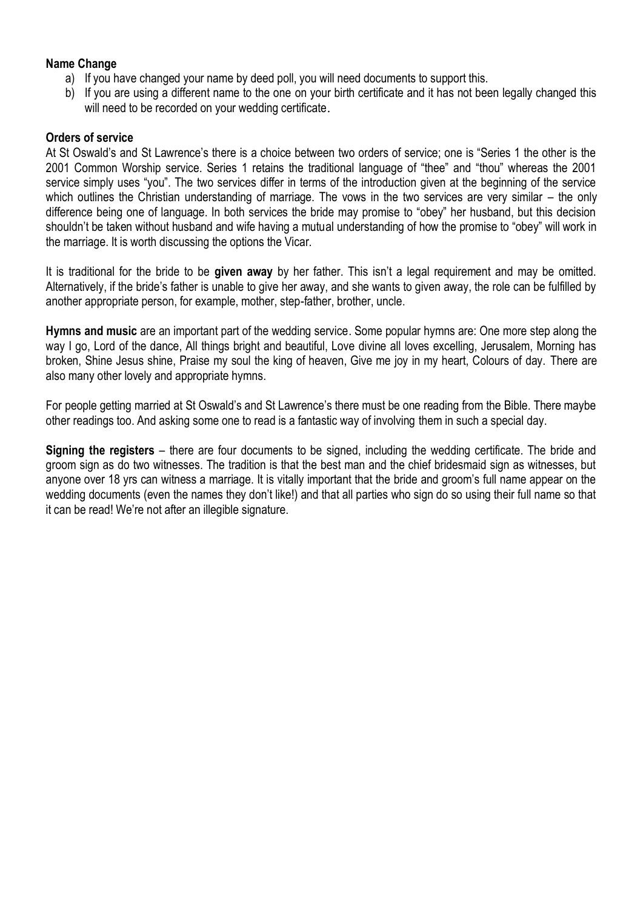**Name Change**

a) If you have changed your name by deed poll, you will need documents to support this.
b) If you are using a different name to the one on your birth certificate and it has not been legally changed this will need to be recorded on your wedding certificate.

**Orders of service**

At St Oswald's and St Lawrence's there is a choice between two orders of service; one is "Series 1 the other is the 2001 Common Worship service. Series 1 retains the traditional language of "thee" and "thou" whereas the 2001 service simply uses "you". The two services differ in terms of the introduction given at the beginning of the service which outlines the Christian understanding of marriage. The vows in the two services are very similar – the only difference being one of language. In both services the bride may promise to "obey" her husband, but this decision shouldn't be taken without husband and wife having a mutual understanding of how the promise to "obey" will work in the marriage. It is worth discussing the options the Vicar.

It is traditional for the bride to be **given away** by her father. This isn't a legal requirement and may be omitted. Alternatively, if the bride's father is unable to give her away, and she wants to given away, the role can be fulfilled by another appropriate person, for example, mother, step-father, brother, uncle.

**Hymns and music** are an important part of the wedding service. Some popular hymns are: One more step along the way I go, Lord of the dance, All things bright and beautiful, Love divine all loves excelling, Jerusalem, Morning has broken, Shine Jesus shine, Praise my soul the king of heaven, Give me joy in my heart, Colours of day. There are also many other lovely and appropriate hymns.

For people getting married at St Oswald's and St Lawrence's there must be one reading from the Bible. There maybe other readings too. And asking some one to read is a fantastic way of involving them in such a special day.

**Signing the registers** – there are four documents to be signed, including the wedding certificate. The bride and groom sign as do two witnesses. The tradition is that the best man and the chief bridesmaid sign as witnesses, but anyone over 18 yrs can witness a marriage. It is vitally important that the bride and groom's full name appear on the wedding documents (even the names they don't like!) and that all parties who sign do so using their full name so that it can be read! We're not after an illegible signature.